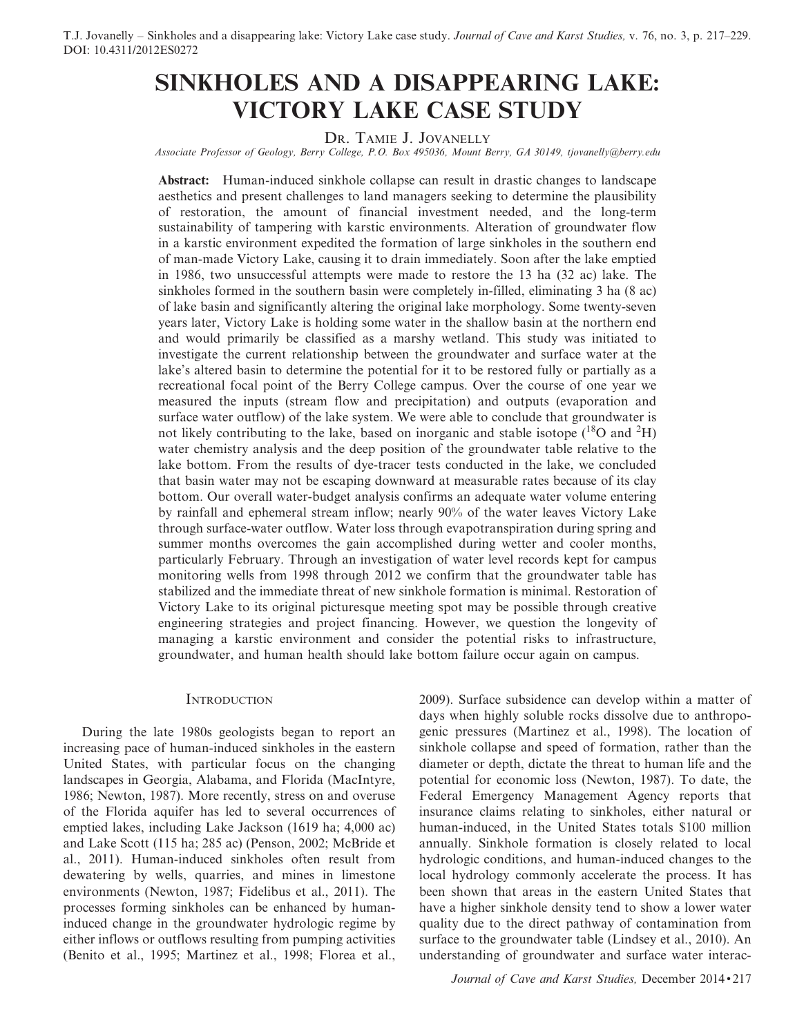# SINKHOLES AND A DISAPPEARING LAKE: VICTORY LAKE CASE STUDY

Dr. Tamie J. Jovanelly

*Associate Professor of Geology, Berry College, P.O. Box 495036, Mount Berry, GA 30149, tjovanelly@berry.edu*

**Abstract:** Human-induced sinkhole collapse can result in drastic changes to landscape aesthetics and present challenges to land managers seeking to determine the plausibility of restoration, the amount of financial investment needed, and the long-term sustainability of tampering with karstic environments. Alteration of groundwater flow in a karstic environment expedited the formation of large sinkholes in the southern end of man-made Victory Lake, causing it to drain immediately. Soon after the lake emptied in 1986, two unsuccessful attempts were made to restore the 13 ha (32 ac) lake. The sinkholes formed in the southern basin were completely in-filled, eliminating 3 ha (8 ac) of lake basin and significantly altering the original lake morphology. Some twenty-seven years later, Victory Lake is holding some water in the shallow basin at the northern end and would primarily be classified as a marshy wetland. This study was initiated to investigate the current relationship between the groundwater and surface water at the lake's altered basin to determine the potential for it to be restored fully or partially as a recreational focal point of the Berry College campus. Over the course of one year we measured the inputs (stream flow and precipitation) and outputs (evaporation and surface water outflow) of the lake system. We were able to conclude that groundwater is not likely contributing to the lake, based on inorganic and stable isotope ($^{18}O$ and $^{2}H$) water chemistry analysis and the deep position of the groundwater table relative to the lake bottom. From the results of dye-tracer tests conducted in the lake, we concluded that basin water may not be escaping downward at measurable rates because of its clay bottom. Our overall water-budget analysis confirms an adequate water volume entering by rainfall and ephemeral stream inflow; nearly 90% of the water leaves Victory Lake through surface-water outflow. Water loss through evapotranspiration during spring and summer months overcomes the gain accomplished during wetter and cooler months, particularly February. Through an investigation of water level records kept for campus monitoring wells from 1998 through 2012 we confirm that the groundwater table has stabilized and the immediate threat of new sinkhole formation is minimal. Restoration of Victory Lake to its original picturesque meeting spot may be possible through creative engineering strategies and project financing. However, we question the longevity of managing a karstic environment and consider the potential risks to infrastructure, groundwater, and human health should lake bottom failure occur again on campus.

## Introduction

During the late 1980s geologists began to report an increasing pace of human-induced sinkholes in the eastern United States, with particular focus on the changing landscapes in Georgia, Alabama, and Florida (MacIntyre, 1986; Newton, 1987). More recently, stress on and overuse of the Florida aquifer has led to several occurrences of emptied lakes, including Lake Jackson (1619 ha; 4,000 ac) and Lake Scott (115 ha; 285 ac) (Penson, 2002; McBride et al., 2011). Human-induced sinkholes often result from dewatering by wells, quarries, and mines in limestone environments (Newton, 1987; Fidelibus et al., 2011). The processes forming sinkholes can be enhanced by human-induced change in the groundwater hydrologic regime by either inflows or outflows resulting from pumping activities (Benito et al., 1995; Martinez et al., 1998; Florea et al., 2009). Surface subsidence can develop within a matter of days when highly soluble rocks dissolve due to anthropogenic pressures (Martinez et al., 1998). The location of sinkhole collapse and speed of formation, rather than the diameter or depth, dictate the threat to human life and the potential for economic loss (Newton, 1987). To date, the Federal Emergency Management Agency reports that insurance claims relating to sinkholes, either natural or human-induced, in the United States totals $100 million annually. Sinkhole formation is closely related to local hydrologic conditions, and human-induced changes to the local hydrology commonly accelerate the process. It has been shown that areas in the eastern United States that have a higher sinkhole density tend to show a lower water quality due to the direct pathway of contamination from surface to the groundwater table (Lindsey et al., 2010). An understanding of groundwater and surface water interac-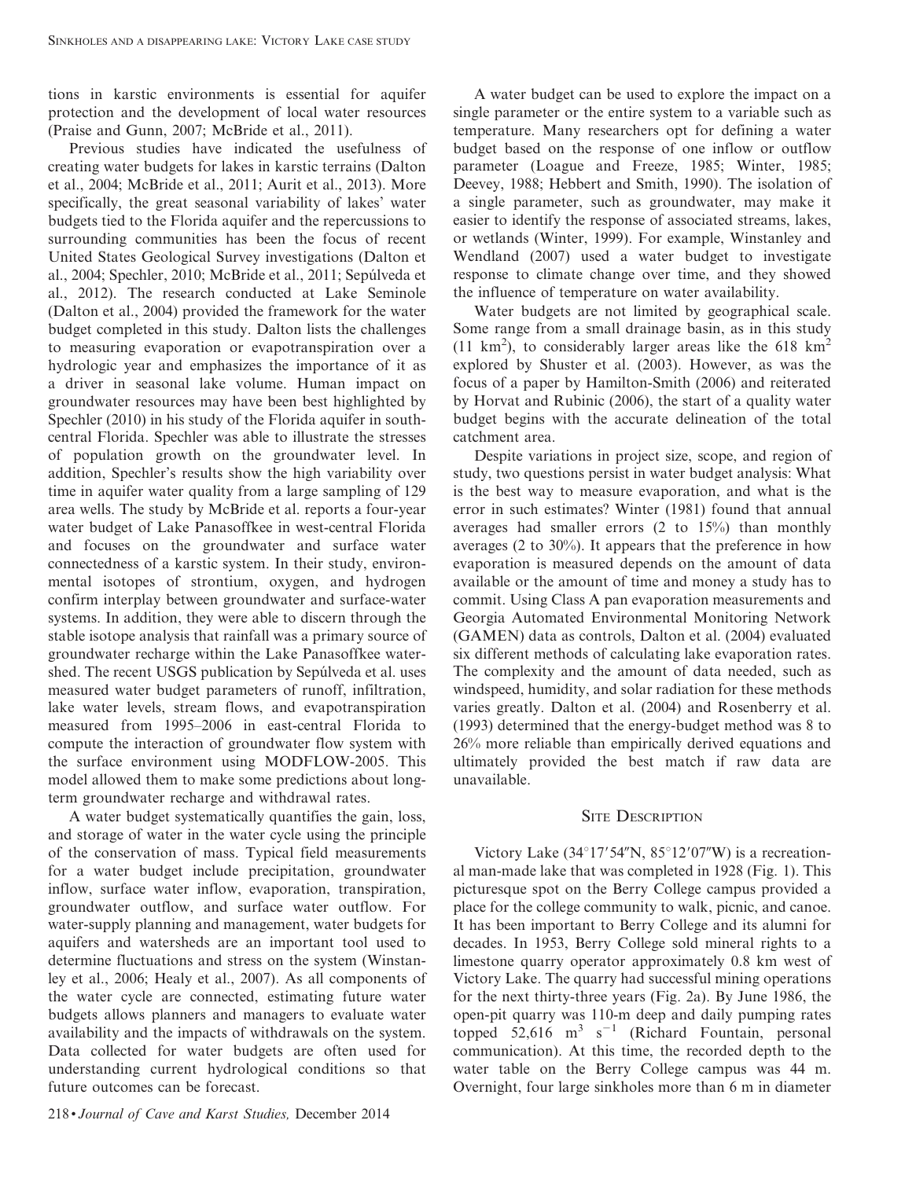tions in karstic environments is essential for aquifer protection and the development of local water resources (Praise and Gunn, 2007; McBride et al., 2011).

Previous studies have indicated the usefulness of creating water budgets for lakes in karstic terrains (Dalton et al., 2004; McBride et al., 2011; Aurit et al., 2013). More specifically, the great seasonal variability of lakes' water budgets tied to the Florida aquifer and the repercussions to surrounding communities has been the focus of recent United States Geological Survey investigations (Dalton et al., 2004; Spechler, 2010; McBride et al., 2011; Sepúlveda et al., 2012). The research conducted at Lake Seminole (Dalton et al., 2004) provided the framework for the water budget completed in this study. Dalton lists the challenges to measuring evaporation or evapotranspiration over a hydrologic year and emphasizes the importance of it as a driver in seasonal lake volume. Human impact on groundwater resources may have been best highlighted by Spechler (2010) in his study of the Florida aquifer in south-central Florida. Spechler was able to illustrate the stresses of population growth on the groundwater level. In addition, Spechler's results show the high variability over time in aquifer water quality from a large sampling of 129 area wells. The study by McBride et al. reports a four-year water budget of Lake Panasoffkee in west-central Florida and focuses on the groundwater and surface water connectedness of a karstic system. In their study, environmental isotopes of strontium, oxygen, and hydrogen confirm interplay between groundwater and surface-water systems. In addition, they were able to discern through the stable isotope analysis that rainfall was a primary source of groundwater recharge within the Lake Panasoffkee watershed. The recent USGS publication by Sepúlveda et al. uses measured water budget parameters of runoff, infiltration, lake water levels, stream flows, and evapotranspiration measured from 1995–2006 in east-central Florida to compute the interaction of groundwater flow system with the surface environment using MODFLOW-2005. This model allowed them to make some predictions about long-term groundwater recharge and withdrawal rates.

A water budget systematically quantifies the gain, loss, and storage of water in the water cycle using the principle of the conservation of mass. Typical field measurements for a water budget include precipitation, groundwater inflow, surface water inflow, evaporation, transpiration, groundwater outflow, and surface water outflow. For water-supply planning and management, water budgets for aquifers and watersheds are an important tool used to determine fluctuations and stress on the system (Winstanley et al., 2006; Healy et al., 2007). As all components of the water cycle are connected, estimating future water budgets allows planners and managers to evaluate water availability and the impacts of withdrawals on the system. Data collected for water budgets are often used for understanding current hydrological conditions so that future outcomes can be forecast.

A water budget can be used to explore the impact on a single parameter or the entire system to a variable such as temperature. Many researchers opt for defining a water budget based on the response of one inflow or outflow parameter (Loague and Freeze, 1985; Winter, 1985; Deevey, 1988; Hebbert and Smith, 1990). The isolation of a single parameter, such as groundwater, may make it easier to identify the response of associated streams, lakes, or wetlands (Winter, 1999). For example, Winstanley and Wendland (2007) used a water budget to investigate response to climate change over time, and they showed the influence of temperature on water availability.

Water budgets are not limited by geographical scale. Some range from a small drainage basin, as in this study (11 $km^2$), to considerably larger areas like the 618 $km^2$ explored by Shuster et al. (2003). However, as was the focus of a paper by Hamilton-Smith (2006) and reiterated by Horvat and Rubinic (2006), the start of a quality water budget begins with the accurate delineation of the total catchment area.

Despite variations in project size, scope, and region of study, two questions persist in water budget analysis: What is the best way to measure evaporation, and what is the error in such estimates? Winter (1981) found that annual averages had smaller errors (2 to 15%) than monthly averages (2 to 30%). It appears that the preference in how evaporation is measured depends on the amount of data available or the amount of time and money a study has to commit. Using Class A pan evaporation measurements and Georgia Automated Environmental Monitoring Network (GAMEN) data as controls, Dalton et al. (2004) evaluated six different methods of calculating lake evaporation rates. The complexity and the amount of data needed, such as windspeed, humidity, and solar radiation for these methods varies greatly. Dalton et al. (2004) and Rosenberry et al. (1993) determined that the energy-budget method was 8 to 26% more reliable than empirically derived equations and ultimately provided the best match if raw data are unavailable.

## Site Description

Victory Lake (34°17′54″N, 85°12′07″W) is a recreational man-made lake that was completed in 1928 (Fig. 1). This picturesque spot on the Berry College campus provided a place for the college community to walk, picnic, and canoe. It has been important to Berry College and its alumni for decades. In 1953, Berry College sold mineral rights to a limestone quarry operator approximately 0.8 km west of Victory Lake. The quarry had successful mining operations for the next thirty-three years (Fig. 2a). By June 1986, the open-pit quarry was 110-m deep and daily pumping rates topped 52,616 $m^3\ s^{-1}$ (Richard Fountain, personal communication). At this time, the recorded depth to the water table on the Berry College campus was 44 m. Overnight, four large sinkholes more than 6 m in diameter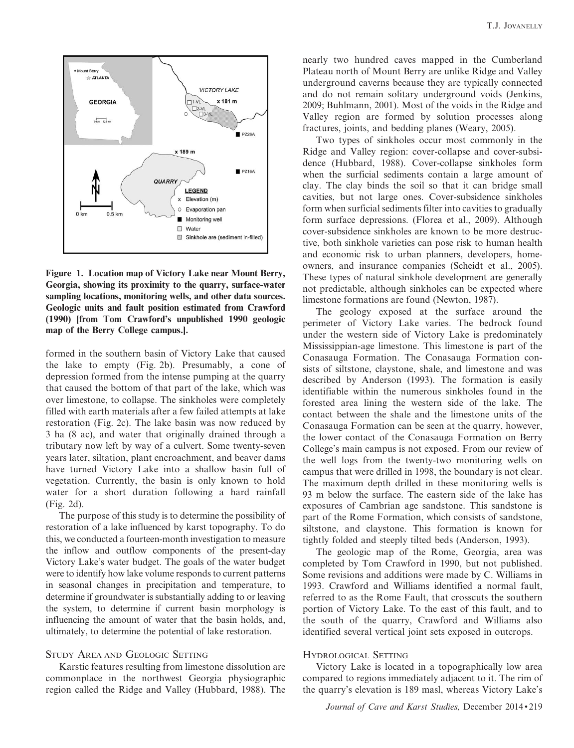Figure 1. Location map of Victory Lake near Mount Berry, Georgia, showing its proximity to the quarry, surface-water sampling locations, monitoring wells, and other data sources. Geologic units and fault position estimated from Crawford (1990) [from Tom Crawford's unpublished 1990 geologic map of the Berry College campus.].

formed in the southern basin of Victory Lake that caused the lake to empty (Fig. 2b). Presumably, a cone of depression formed from the intense pumping at the quarry that caused the bottom of that part of the lake, which was over limestone, to collapse. The sinkholes were completely filled with earth materials after a few failed attempts at lake restoration (Fig. 2c). The lake basin was now reduced by 3 ha (8 ac), and water that originally drained through a tributary now left by way of a culvert. Some twenty-seven years later, siltation, plant encroachment, and beaver dams have turned Victory Lake into a shallow basin full of vegetation. Currently, the basin is only known to hold water for a short duration following a hard rainfall (Fig. 2d).

The purpose of this study is to determine the possibility of restoration of a lake influenced by karst topography. To do this, we conducted a fourteen-month investigation to measure the inflow and outflow components of the present-day Victory Lake's water budget. The goals of the water budget were to identify how lake volume responds to current patterns in seasonal changes in precipitation and temperature, to determine if groundwater is substantially adding to or leaving the system, to determine if current basin morphology is influencing the amount of water that the basin holds, and, ultimately, to determine the potential of lake restoration.

## Study Area and Geologic Setting

Karstic features resulting from limestone dissolution are commonplace in the northwest Georgia physiographic region called the Ridge and Valley (Hubbard, 1988). The nearly two hundred caves mapped in the Cumberland Plateau north of Mount Berry are unlike Ridge and Valley underground caverns because they are typically connected and do not remain solitary underground voids (Jenkins, 2009; Buhlmann, 2001). Most of the voids in the Ridge and Valley region are formed by solution processes along fractures, joints, and bedding planes (Weary, 2005).

Two types of sinkholes occur most commonly in the Ridge and Valley region: cover-collapse and cover-subsidence (Hubbard, 1988). Cover-collapse sinkholes form when the surficial sediments contain a large amount of clay. The clay binds the soil so that it can bridge small cavities, but not large ones. Cover-subsidence sinkholes form when surficial sediments filter into cavities to gradually form surface depressions. (Florea et al., 2009). Although cover-subsidence sinkholes are known to be more destructive, both sinkhole varieties can pose risk to human health and economic risk to urban planners, developers, homeowners, and insurance companies (Scheidt et al., 2005). These types of natural sinkhole development are generally not predictable, although sinkholes can be expected where limestone formations are found (Newton, 1987).

The geology exposed at the surface around the perimeter of Victory Lake varies. The bedrock found under the western side of Victory Lake is predominately Mississippian-age limestone. This limestone is part of the Conasauga Formation. The Conasauga Formation consists of siltstone, claystone, shale, and limestone and was described by Anderson (1993). The formation is easily identifiable within the numerous sinkholes found in the forested area lining the western side of the lake. The contact between the shale and the limestone units of the Conasauga Formation can be seen at the quarry, however, the lower contact of the Conasauga Formation on Berry College's main campus is not exposed. From our review of the well logs from the twenty-two monitoring wells on campus that were drilled in 1998, the boundary is not clear. The maximum depth drilled in these monitoring wells is 93 m below the surface. The eastern side of the lake has exposures of Cambrian age sandstone. This sandstone is part of the Rome Formation, which consists of sandstone, siltstone, and claystone. This formation is known for tightly folded and steeply tilted beds (Anderson, 1993).

The geologic map of the Rome, Georgia, area was completed by Tom Crawford in 1990, but not published. Some revisions and additions were made by C. Williams in 1993. Crawford and Williams identified a normal fault, referred to as the Rome Fault, that crosscuts the southern portion of Victory Lake. To the east of this fault, and to the south of the quarry, Crawford and Williams also identified several vertical joint sets exposed in outcrops.

## Hydrological Setting

Victory Lake is located in a topographically low area compared to regions immediately adjacent to it. The rim of the quarry's elevation is 189 masl, whereas Victory Lake's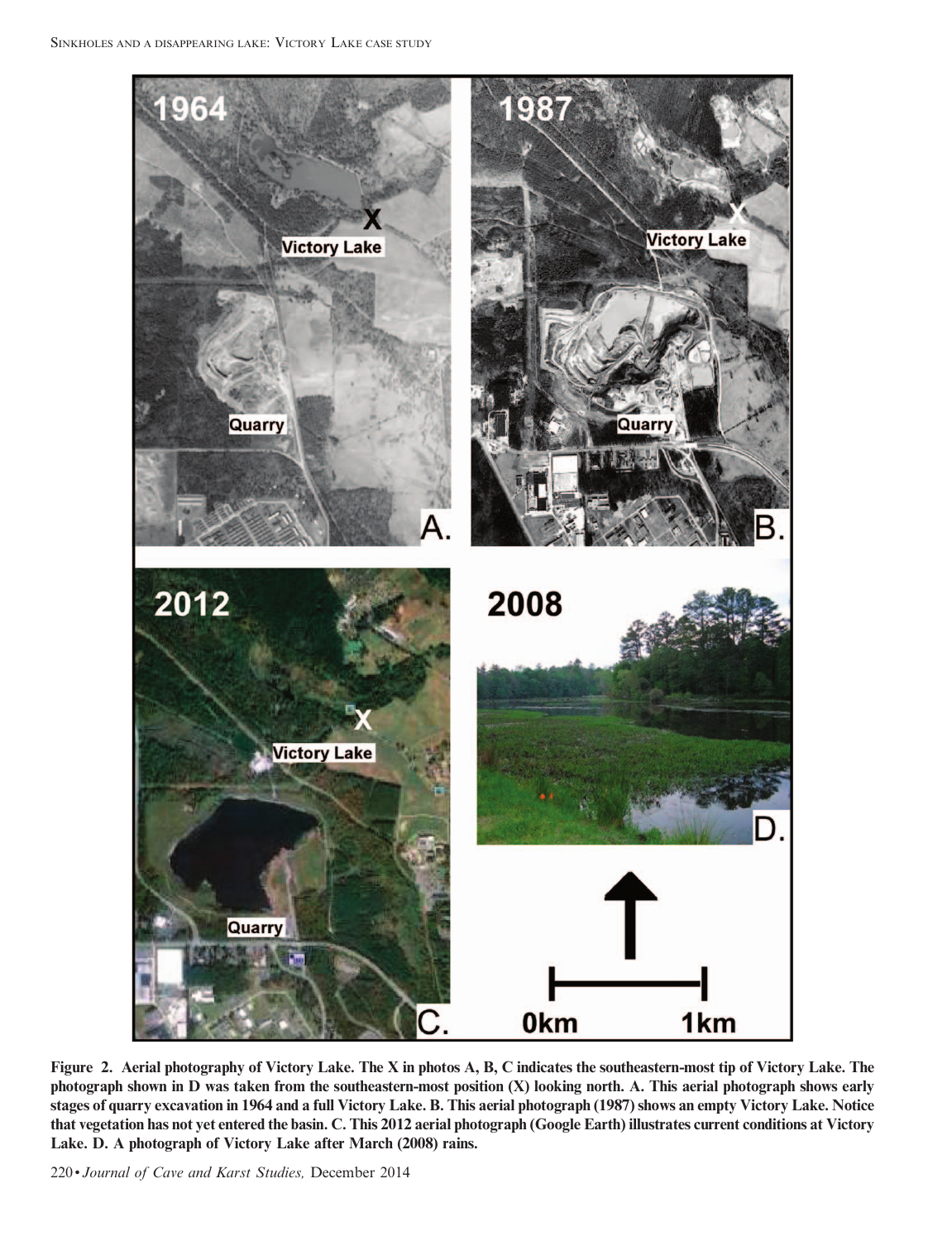Figure 2. Aerial photography of Victory Lake. The X in photos A, B, C indicates the southeastern-most tip of Victory Lake. The photograph shown in D was taken from the southeastern-most position (X) looking north. A. This aerial photograph shows early stages of quarry excavation in 1964 and a full Victory Lake. B. This aerial photograph (1987) shows an empty Victory Lake. Notice that vegetation has not yet entered the basin. C. This 2012 aerial photograph (Google Earth) illustrates current conditions at Victory Lake. D. A photograph of Victory Lake after March (2008) rains.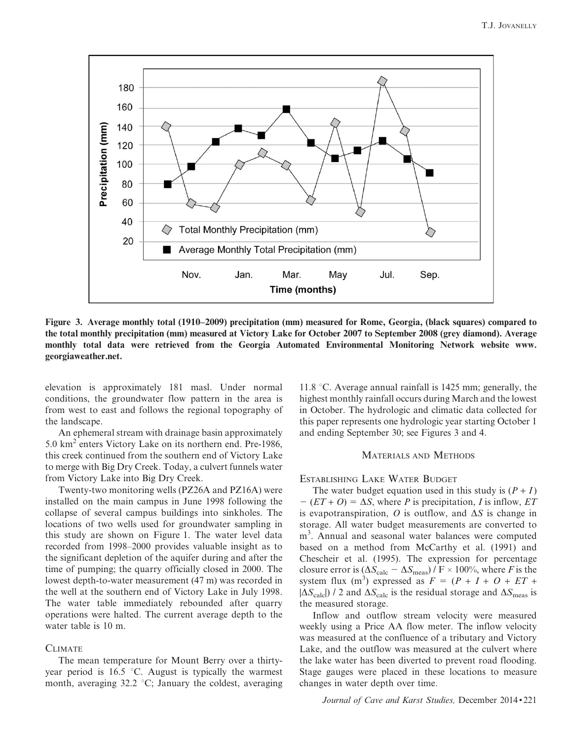Figure 3. Average monthly total (1910–2009) precipitation (mm) measured for Rome, Georgia, (black squares) compared to the total monthly precipitation (mm) measured at Victory Lake for October 2007 to September 2008 (grey diamond). Average monthly total data were retrieved from the Georgia Automated Environmental Monitoring Network website www.georgiaweather.net.

elevation is approximately 181 masl. Under normal conditions, the groundwater flow pattern in the area is from west to east and follows the regional topography of the landscape.

An ephemeral stream with drainage basin approximately 5.0 $km^2$ enters Victory Lake on its northern end. Pre-1986, this creek continued from the southern end of Victory Lake to merge with Big Dry Creek. Today, a culvert funnels water from Victory Lake into Big Dry Creek.

Twenty-two monitoring wells (PZ26A and PZ16A) were installed on the main campus in June 1998 following the collapse of several campus buildings into sinkholes. The locations of two wells used for groundwater sampling in this study are shown on Figure 1. The water level data recorded from 1998–2000 provides valuable insight as to the significant depletion of the aquifer during and after the time of pumping; the quarry officially closed in 2000. The lowest depth-to-water measurement (47 m) was recorded in the well at the southern end of Victory Lake in July 1998. The water table immediately rebounded after quarry operations were halted. The current average depth to the water table is 10 m.

## Climate

The mean temperature for Mount Berry over a thirty-year period is 16.5 °C. August is typically the warmest month, averaging 32.2 °C; January the coldest, averaging 11.8 °C. Average annual rainfall is 1425 mm; generally, the highest monthly rainfall occurs during March and the lowest in October. The hydrologic and climatic data collected for this paper represents one hydrologic year starting October 1 and ending September 30; see Figures 3 and 4.

# Materials and Methods

## Establishing Lake Water Budget

The water budget equation used in this study is $(P + I) - (ET + O) = \Delta S$, where $P$ is precipitation, $I$ is inflow, $ET$ is evapotranspiration, $O$ is outflow, and $\Delta S$ is change in storage. All water budget measurements are converted to $m^3$. Annual and seasonal water balances were computed based on a method from McCarthy et al. (1991) and Chescheir et al. (1995). The expression for percentage closure error is $(\Delta S_{calc} - \Delta S_{meas}) / F \times 100\%$, where $F$ is the system flux ($m^3$) expressed as $F = (P + I + O + ET + |\Delta S_{calc}|) / 2$ and $\Delta S_{calc}$ is the residual storage and $\Delta S_{meas}$ is the measured storage.

Inflow and outflow stream velocity were measured weekly using a Price AA flow meter. The inflow velocity was measured at the confluence of a tributary and Victory Lake, and the outflow was measured at the culvert where the lake water has been diverted to prevent road flooding. Stage gauges were placed in these locations to measure changes in water depth over time.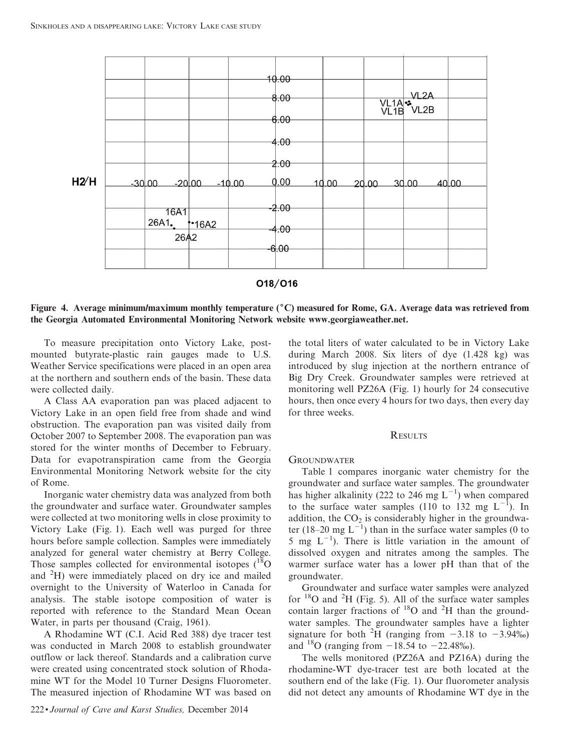Figure 4. Average minimum/maximum monthly temperature (°C) measured for Rome, GA. Average data was retrieved from the Georgia Automated Environmental Monitoring Network website www.georgiaweather.net.

To measure precipitation onto Victory Lake, post-mounted butyrate-plastic rain gauges made to U.S. Weather Service specifications were placed in an open area at the northern and southern ends of the basin. These data were collected daily.

A Class AA evaporation pan was placed adjacent to Victory Lake in an open field free from shade and wind obstruction. The evaporation pan was visited daily from October 2007 to September 2008. The evaporation pan was stored for the winter months of December to February. Data for evapotranspiration came from the Georgia Environmental Monitoring Network website for the city of Rome.

Inorganic water chemistry data was analyzed from both the groundwater and surface water. Groundwater samples were collected at two monitoring wells in close proximity to Victory Lake (Fig. 1). Each well was purged for three hours before sample collection. Samples were immediately analyzed for general water chemistry at Berry College. Those samples collected for environmental isotopes ($^{18}O$ and $^{2}H$) were immediately placed on dry ice and mailed overnight to the University of Waterloo in Canada for analysis. The stable isotope composition of water is reported with reference to the Standard Mean Ocean Water, in parts per thousand (Craig, 1961).

A Rhodamine WT (C.I. Acid Red 388) dye tracer test was conducted in March 2008 to establish groundwater outflow or lack thereof. Standards and a calibration curve were created using concentrated stock solution of Rhodamine WT for the Model 10 Turner Designs Fluorometer. The measured injection of Rhodamine WT was based on the total liters of water calculated to be in Victory Lake during March 2008. Six liters of dye (1.428 kg) was introduced by slug injection at the northern entrance of Big Dry Creek. Groundwater samples were retrieved at monitoring well PZ26A (Fig. 1) hourly for 24 consecutive hours, then once every 4 hours for two days, then every day for three weeks.

## Results

### Groundwater

Table 1 compares inorganic water chemistry for the groundwater and surface water samples. The groundwater has higher alkalinity (222 to 246 mg $L^{-1}$) when compared to the surface water samples (110 to 132 mg $L^{-1}$). In addition, the $CO_2$ is considerably higher in the groundwater (18–20 mg $L^{-1}$) than in the surface water samples (0 to 5 mg $L^{-1}$). There is little variation in the amount of dissolved oxygen and nitrates among the samples. The warmer surface water has a lower pH than that of the groundwater.

Groundwater and surface water samples were analyzed for $^{18}O$ and $^{2}H$ (Fig. 5). All of the surface water samples contain larger fractions of $^{18}O$ and $^{2}H$ than the groundwater samples. The groundwater samples have a lighter signature for both $^{2}H$ (ranging from −3.18 to −3.94‰) and $^{18}O$ (ranging from −18.54 to −22.48‰).

The wells monitored (PZ26A and PZ16A) during the rhodamine-WT dye-tracer test are both located at the southern end of the lake (Fig. 1). Our fluorometer analysis did not detect any amounts of Rhodamine WT dye in the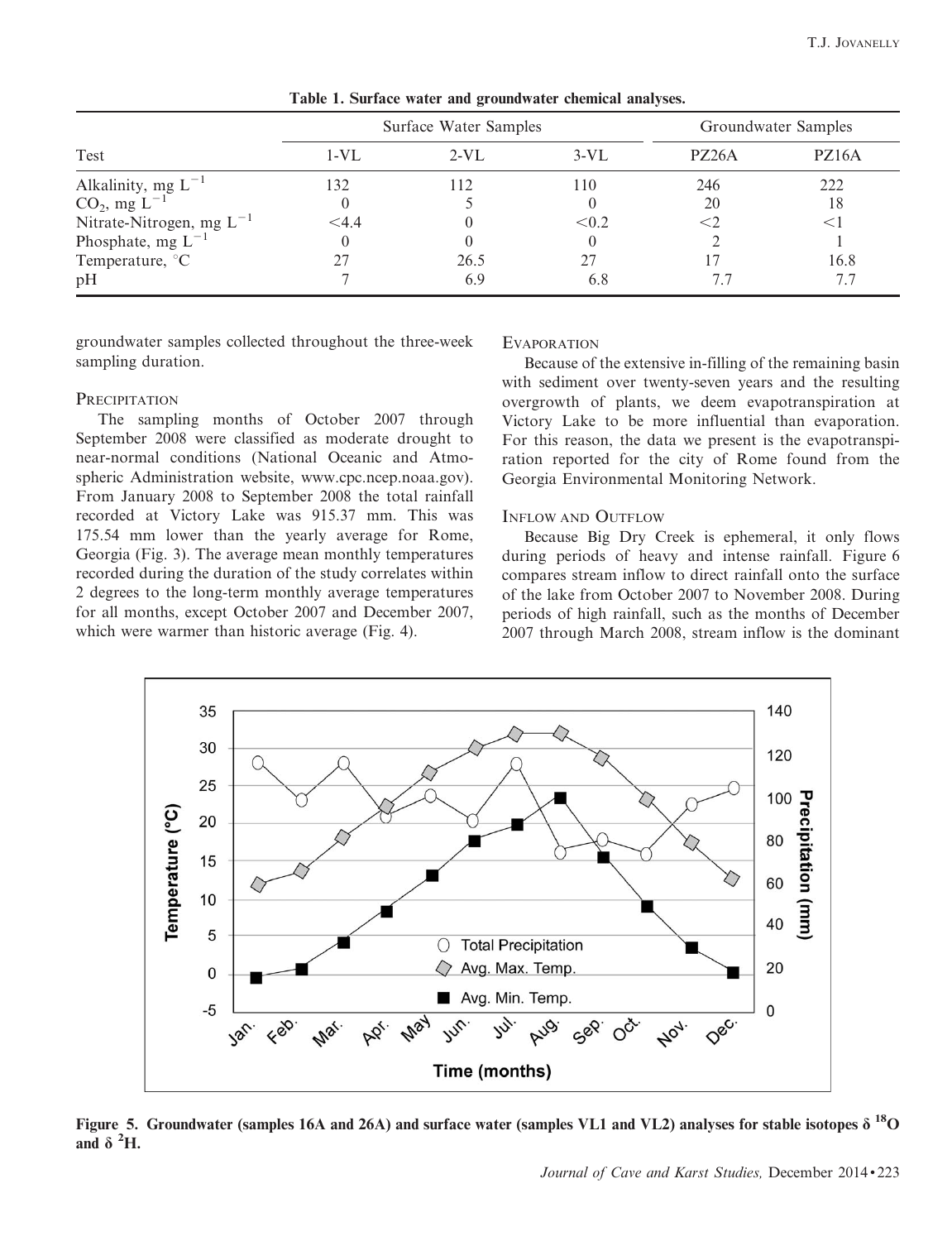Table 1. Surface water and groundwater chemical analyses.

| Test | Surface Water Samples | | | Groundwater Samples | |
|---|---|---|---|---|---|
| | 1-VL | 2-VL | 3-VL | PZ26A | PZ16A |
| Alkalinity, mg $L^{-1}$ | 132 | 112 | 110 | 246 | 222 |
| $CO_2$, mg $L^{-1}$ | 0 | 5 | 0 | 20 | 18 |
| Nitrate-Nitrogen, mg $L^{-1}$ | <4.4 | 0 | <0.2 | <2 | <1 |
| Phosphate, mg $L^{-1}$ | 0 | 0 | 0 | 2 | 1 |
| Temperature, °C | 27 | 26.5 | 27 | 17 | 16.8 |
| pH | 7 | 6.9 | 6.8 | 7.7 | 7.7 |

groundwater samples collected throughout the three-week sampling duration.

### Precipitation

The sampling months of October 2007 through September 2008 were classified as moderate drought to near-normal conditions (National Oceanic and Atmospheric Administration website, www.cpc.ncep.noaa.gov). From January 2008 to September 2008 the total rainfall recorded at Victory Lake was 915.37 mm. This was 175.54 mm lower than the yearly average for Rome, Georgia (Fig. 3). The average mean monthly temperatures recorded during the duration of the study correlates within 2 degrees to the long-term monthly average temperatures for all months, except October 2007 and December 2007, which were warmer than historic average (Fig. 4).

### Evaporation

Because of the extensive in-filling of the remaining basin with sediment over twenty-seven years and the resulting overgrowth of plants, we deem evapotranspiration at Victory Lake to be more influential than evaporation. For this reason, the data we present is the evapotranspiration reported for the city of Rome found from the Georgia Environmental Monitoring Network.

### Inflow and Outflow

Because Big Dry Creek is ephemeral, it only flows during periods of heavy and intense rainfall. Figure 6 compares stream inflow to direct rainfall onto the surface of the lake from October 2007 to November 2008. During periods of high rainfall, such as the months of December 2007 through March 2008, stream inflow is the dominant

**Figure 5. Groundwater (samples 16A and 26A) and surface water (samples VL1 and VL2) analyses for stable isotopes δ $^{18}$O and δ $^{2}$H.**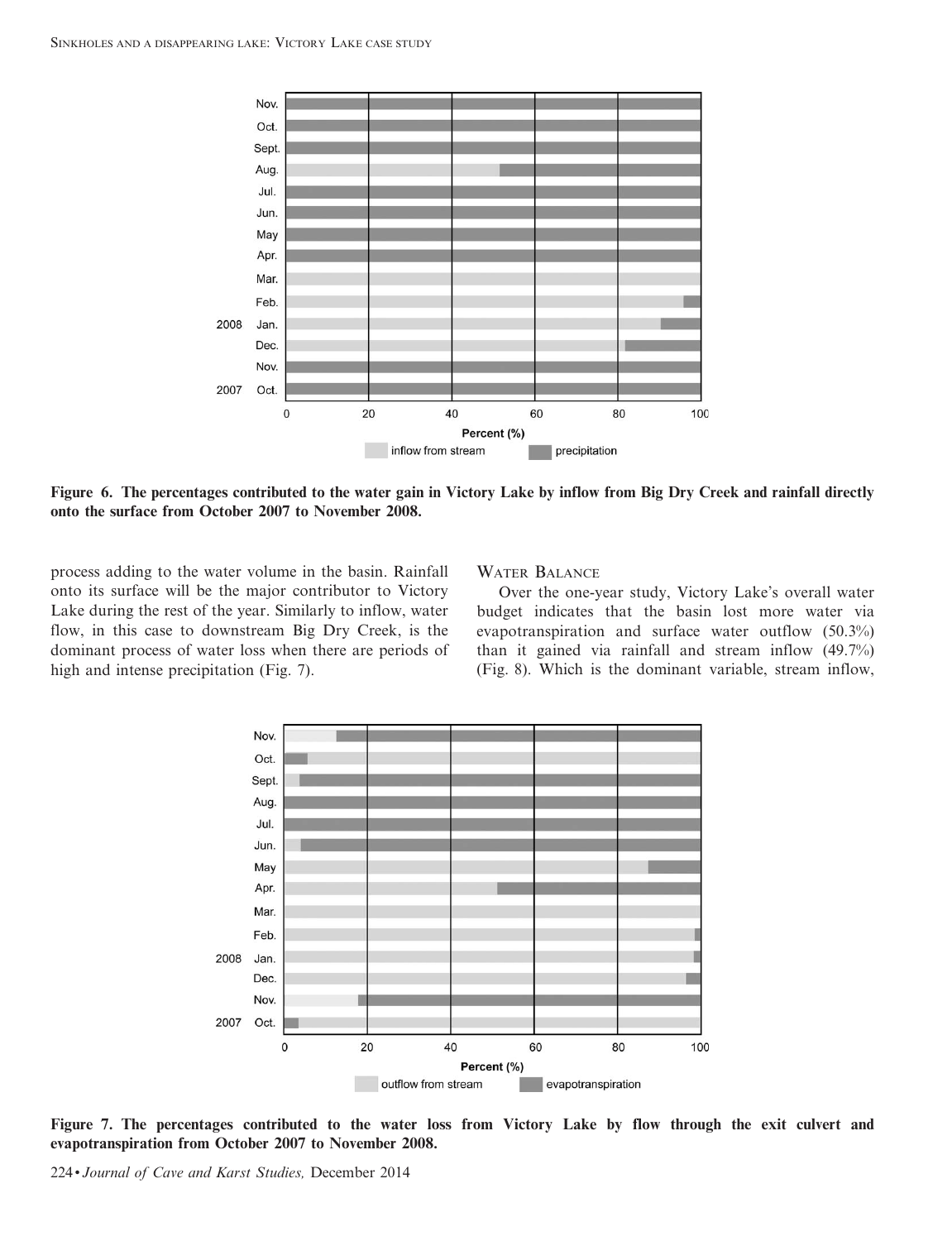Figure 6. The percentages contributed to the water gain in Victory Lake by inflow from Big Dry Creek and rainfall directly onto the surface from October 2007 to November 2008.

process adding to the water volume in the basin. Rainfall onto its surface will be the major contributor to Victory Lake during the rest of the year. Similarly to inflow, water flow, in this case to downstream Big Dry Creek, is the dominant process of water loss when there are periods of high and intense precipitation (Fig. 7).

## Water Balance

Over the one-year study, Victory Lake's overall water budget indicates that the basin lost more water via evapotranspiration and surface water outflow (50.3%) than it gained via rainfall and stream inflow (49.7%) (Fig. 8). Which is the dominant variable, stream inflow,

Figure 7. The percentages contributed to the water loss from Victory Lake by flow through the exit culvert and evapotranspiration from October 2007 to November 2008.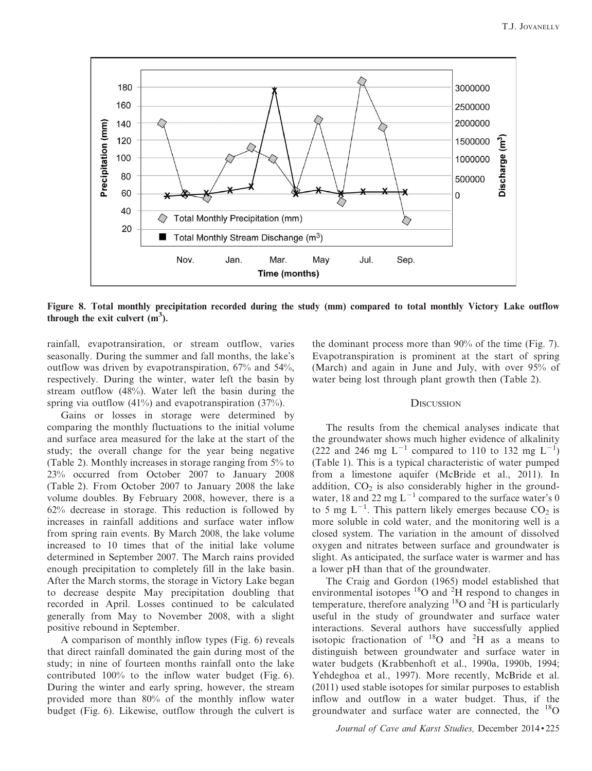Figure 8. Total monthly precipitation recorded during the study (mm) compared to total monthly Victory Lake outflow through the exit culvert ($m^3$).

rainfall, evapotransiration, or stream outflow, varies seasonally. During the summer and fall months, the lake's outflow was driven by evapotranspiration, 67% and 54%, respectively. During the winter, water left the basin by stream outflow (48%). Water left the basin during the spring via outflow (41%) and evapotranspiration (37%).

Gains or losses in storage were determined by comparing the monthly fluctuations to the initial volume and surface area measured for the lake at the start of the study; the overall change for the year being negative (Table 2). Monthly increases in storage ranging from 5% to 23% occurred from October 2007 to January 2008 (Table 2). From October 2007 to January 2008 the lake volume doubles. By February 2008, however, there is a 62% decrease in storage. This reduction is followed by increases in rainfall additions and surface water inflow from spring rain events. By March 2008, the lake volume increased to 10 times that of the initial lake volume determined in September 2007. The March rains provided enough precipitation to completely fill in the lake basin. After the March storms, the storage in Victory Lake began to decrease despite May precipitation doubling that recorded in April. Losses continued to be calculated generally from May to November 2008, with a slight positive rebound in September.

A comparison of monthly inflow types (Fig. 6) reveals that direct rainfall dominated the gain during most of the study; in nine of fourteen months rainfall onto the lake contributed 100% to the inflow water budget (Fig. 6). During the winter and early spring, however, the stream provided more than 80% of the monthly inflow water budget (Fig. 6). Likewise, outflow through the culvert is the dominant process more than 90% of the time (Fig. 7). Evapotranspiration is prominent at the start of spring (March) and again in June and July, with over 95% of water being lost through plant growth then (Table 2).

## Discussion

The results from the chemical analyses indicate that the groundwater shows much higher evidence of alkalinity (222 and 246 mg $L^{-1}$ compared to 110 to 132 mg $L^{-1}$) (Table 1). This is a typical characteristic of water pumped from a limestone aquifer (McBride et al., 2011). In addition, $CO_2$ is also considerably higher in the groundwater, 18 and 22 mg $L^{-1}$ compared to the surface water's 0 to 5 mg $L^{-1}$. This pattern likely emerges because $CO_2$ is more soluble in cold water, and the monitoring well is a closed system. The variation in the amount of dissolved oxygen and nitrates between surface and groundwater is slight. As anticipated, the surface water is warmer and has a lower pH than that of the groundwater.

The Craig and Gordon (1965) model established that environmental isotopes $^{18}O$ and $^{2}H$ respond to changes in temperature, therefore analyzing $^{18}O$ and $^{2}H$ is particularly useful in the study of groundwater and surface water interactions. Several authors have successfully applied isotopic fractionation of $^{18}O$ and $^{2}H$ as a means to distinguish between groundwater and surface water in water budgets (Krabbenhoft et al., 1990a, 1990b, 1994; Yehdeghoa et al., 1997). More recently, McBride et al. (2011) used stable isotopes for similar purposes to establish inflow and outflow in a water budget. Thus, if the groundwater and surface water are connected, the $^{18}O$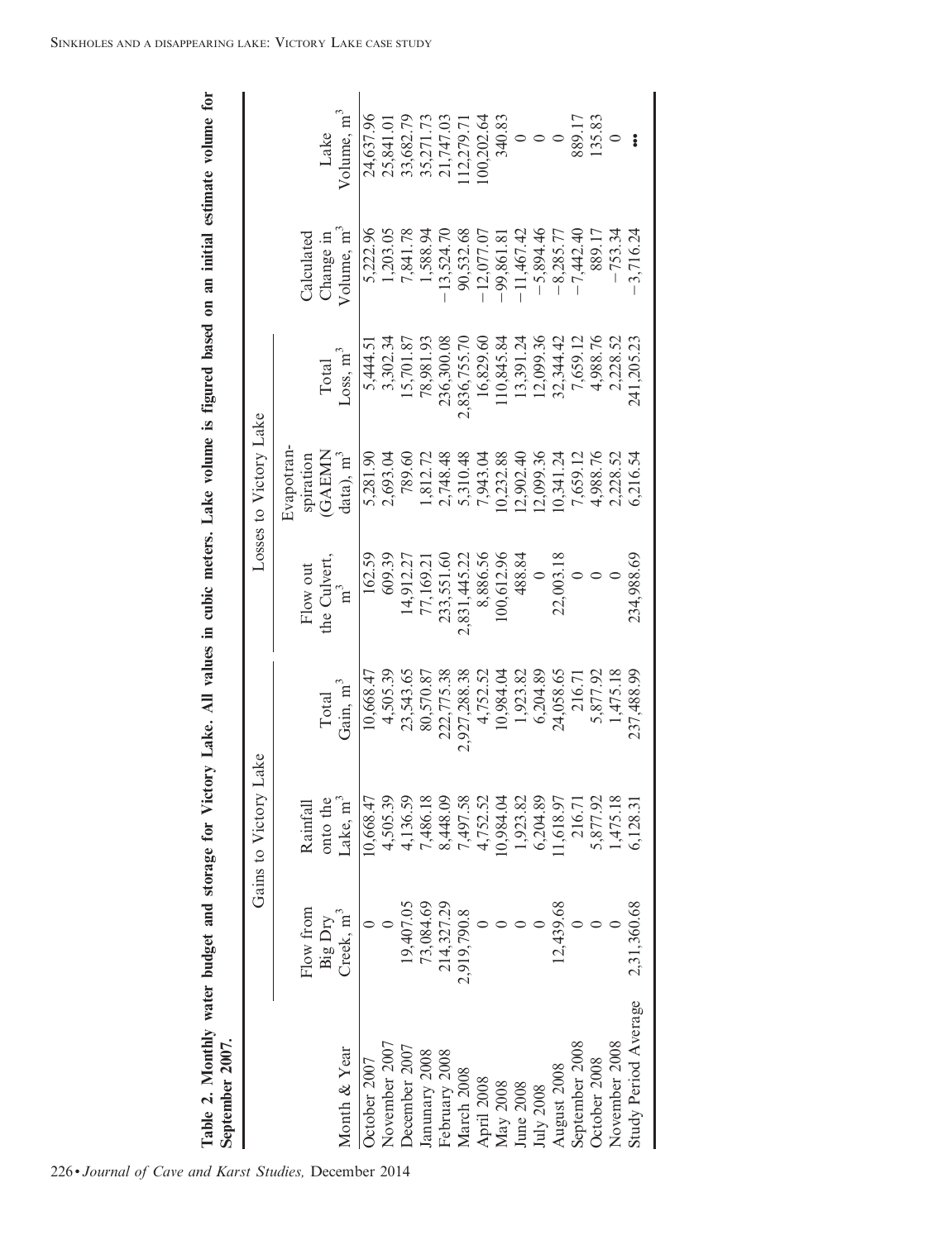**Table 2. Monthly water budget and storage for Victory Lake. All values in cubic meters. Lake volume is figured based on an initial estimate volume for September 2007.**

| | Gains to Victory Lake | | | Losses to Victory Lake | | | | |
|---|---|---|---|---|---|---|---|---|
| Month & Year | Flow from Big Dry Creek, m$^3$ | Rainfall onto the Lake, m$^3$ | Total Gain, m$^3$ | Flow out the Culvert, m$^3$ | Evapotranspiration (GAEMN data), m$^3$ | Total Loss, m$^3$ | Calculated Change in Volume, m$^3$ | Lake Volume, m$^3$ |
| October 2007 | 0 | 10,668.47 | 10,668.47 | 162.59 | 5,281.90 | 5,444.51 | 5,222.96 | 24,637.96 |
| November 2007 | 0 | 4,505.39 | 4,505.39 | 609.39 | 2,693.04 | 3,302.34 | 1,203.05 | 25,841.01 |
| December 2007 | 19,407.05 | 4,136.59 | 23,543.65 | 14,912.27 | 789.60 | 15,701.87 | 7,841.78 | 33,682.79 |
| Janunary 2008 | 73,084.69 | 7,486.18 | 80,570.87 | 77,169.21 | 1,812.72 | 78,981.93 | 1,588.94 | 35,271.73 |
| February 2008 | 214,327.29 | 8,448.09 | 222,775.38 | 233,551.60 | 2,748.48 | 236,300.08 | −13,524.70 | 21,747.03 |
| March 2008 | 2,919,790.8 | 7,497.58 | 2,927,288.38 | 2,831,445.22 | 5,310.48 | 2,836,755.70 | 90,532.68 | 112,279.71 |
| April 2008 | 0 | 4,752.52 | 4,752.52 | 8,886.56 | 7,943.04 | 16,829.60 | −12,077.07 | 100,202.64 |
| May 2008 | 0 | 10,984.04 | 10,984.04 | 100,612.96 | 10,232.88 | 110,845.84 | −99,861.81 | 340.83 |
| June 2008 | 0 | 1,923.82 | 1,923.82 | 488.84 | 12,902.40 | 13,391.24 | −11,467.42 | 0 |
| July 2008 | 0 | 6,204.89 | 6,204.89 | 0 | 12,099.36 | 12,099.36 | −5,894.46 | 0 |
| August 2008 | 12,439.68 | 11,618.97 | 24,058.65 | 22,003.18 | 10,341.24 | 32,344.42 | −8,285.77 | 0 |
| September 2008 | 0 | 216.71 | 216.71 | 0 | 7,659.12 | 7,659.12 | −7,442.40 | 889.17 |
| October 2008 | 0 | 5,877.92 | 5,877.92 | 0 | 4,988.76 | 4,988.76 | 889.17 | 135.83 |
| November 2008 | 0 | 1,475.18 | 1,475.18 | 0 | 2,228.52 | 2,228.52 | −753.34 | 0 |
| Study Period Average | 2,31,360.68 | 6,128.31 | 237,488.99 | 234,988.69 | 6,216.54 | 241,205.23 | −3,716.24 | ... |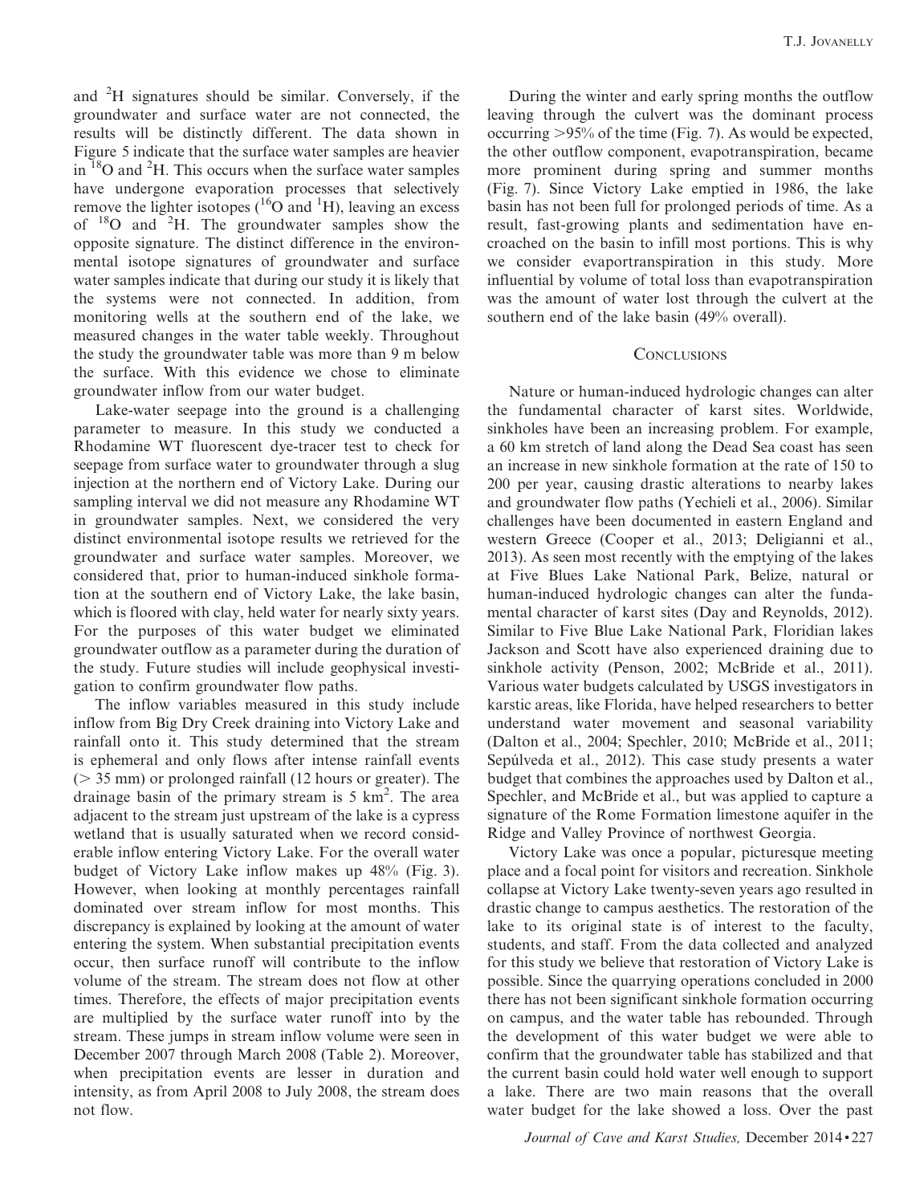and $^2$H signatures should be similar. Conversely, if the groundwater and surface water are not connected, the results will be distinctly different. The data shown in Figure 5 indicate that the surface water samples are heavier in $^{18}$O and $^2$H. This occurs when the surface water samples have undergone evaporation processes that selectively remove the lighter isotopes ($^{16}$O and $^1$H), leaving an excess of $^{18}$O and $^2$H. The groundwater samples show the opposite signature. The distinct difference in the environmental isotope signatures of groundwater and surface water samples indicate that during our study it is likely that the systems were not connected. In addition, from monitoring wells at the southern end of the lake, we measured changes in the water table weekly. Throughout the study the groundwater table was more than 9 m below the surface. With this evidence we chose to eliminate groundwater inflow from our water budget.

Lake-water seepage into the ground is a challenging parameter to measure. In this study we conducted a Rhodamine WT fluorescent dye-tracer test to check for seepage from surface water to groundwater through a slug injection at the northern end of Victory Lake. During our sampling interval we did not measure any Rhodamine WT in groundwater samples. Next, we considered the very distinct environmental isotope results we retrieved for the groundwater and surface water samples. Moreover, we considered that, prior to human-induced sinkhole formation at the southern end of Victory Lake, the lake basin, which is floored with clay, held water for nearly sixty years. For the purposes of this water budget we eliminated groundwater outflow as a parameter during the duration of the study. Future studies will include geophysical investigation to confirm groundwater flow paths.

The inflow variables measured in this study include inflow from Big Dry Creek draining into Victory Lake and rainfall onto it. This study determined that the stream is ephemeral and only flows after intense rainfall events (> 35 mm) or prolonged rainfall (12 hours or greater). The drainage basin of the primary stream is 5 km$^2$. The area adjacent to the stream just upstream of the lake is a cypress wetland that is usually saturated when we record considerable inflow entering Victory Lake. For the overall water budget of Victory Lake inflow makes up 48% (Fig. 3). However, when looking at monthly percentages rainfall dominated over stream inflow for most months. This discrepancy is explained by looking at the amount of water entering the system. When substantial precipitation events occur, then surface runoff will contribute to the inflow volume of the stream. The stream does not flow at other times. Therefore, the effects of major precipitation events are multiplied by the surface water runoff into by the stream. These jumps in stream inflow volume were seen in December 2007 through March 2008 (Table 2). Moreover, when precipitation events are lesser in duration and intensity, as from April 2008 to July 2008, the stream does not flow.

During the winter and early spring months the outflow leaving through the culvert was the dominant process occurring >95% of the time (Fig. 7). As would be expected, the other outflow component, evapotranspiration, became more prominent during spring and summer months (Fig. 7). Since Victory Lake emptied in 1986, the lake basin has not been full for prolonged periods of time. As a result, fast-growing plants and sedimentation have encroached on the basin to infill most portions. This is why we consider evaportranspiration in this study. More influential by volume of total loss than evapotranspiration was the amount of water lost through the culvert at the southern end of the lake basin (49% overall).

## Conclusions

Nature or human-induced hydrologic changes can alter the fundamental character of karst sites. Worldwide, sinkholes have been an increasing problem. For example, a 60 km stretch of land along the Dead Sea coast has seen an increase in new sinkhole formation at the rate of 150 to 200 per year, causing drastic alterations to nearby lakes and groundwater flow paths (Yechieli et al., 2006). Similar challenges have been documented in eastern England and western Greece (Cooper et al., 2013; Deligianni et al., 2013). As seen most recently with the emptying of the lakes at Five Blues Lake National Park, Belize, natural or human-induced hydrologic changes can alter the fundamental character of karst sites (Day and Reynolds, 2012). Similar to Five Blue Lake National Park, Floridian lakes Jackson and Scott have also experienced draining due to sinkhole activity (Penson, 2002; McBride et al., 2011). Various water budgets calculated by USGS investigators in karstic areas, like Florida, have helped researchers to better understand water movement and seasonal variability (Dalton et al., 2004; Spechler, 2010; McBride et al., 2011; Sepúlveda et al., 2012). This case study presents a water budget that combines the approaches used by Dalton et al., Spechler, and McBride et al., but was applied to capture a signature of the Rome Formation limestone aquifer in the Ridge and Valley Province of northwest Georgia.

Victory Lake was once a popular, picturesque meeting place and a focal point for visitors and recreation. Sinkhole collapse at Victory Lake twenty-seven years ago resulted in drastic change to campus aesthetics. The restoration of the lake to its original state is of interest to the faculty, students, and staff. From the data collected and analyzed for this study we believe that restoration of Victory Lake is possible. Since the quarrying operations concluded in 2000 there has not been significant sinkhole formation occurring on campus, and the water table has rebounded. Through the development of this water budget we were able to confirm that the groundwater table has stabilized and that the current basin could hold water well enough to support a lake. There are two main reasons that the overall water budget for the lake showed a loss. Over the past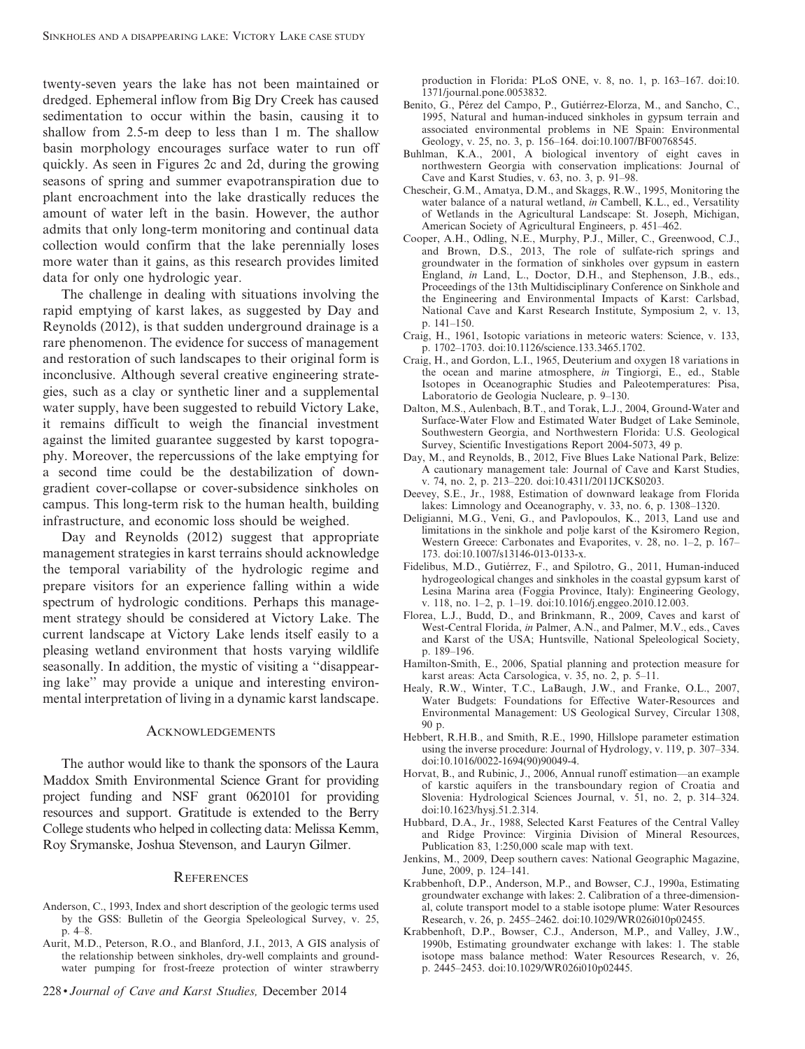twenty-seven years the lake has not been maintained or dredged. Ephemeral inflow from Big Dry Creek has caused sedimentation to occur within the basin, causing it to shallow from 2.5-m deep to less than 1 m. The shallow basin morphology encourages surface water to run off quickly. As seen in Figures 2c and 2d, during the growing seasons of spring and summer evapotranspiration due to plant encroachment into the lake drastically reduces the amount of water left in the basin. However, the author admits that only long-term monitoring and continual data collection would confirm that the lake perennially loses more water than it gains, as this research provides limited data for only one hydrologic year.

The challenge in dealing with situations involving the rapid emptying of karst lakes, as suggested by Day and Reynolds (2012), is that sudden underground drainage is a rare phenomenon. The evidence for success of management and restoration of such landscapes to their original form is inconclusive. Although several creative engineering strategies, such as a clay or synthetic liner and a supplemental water supply, have been suggested to rebuild Victory Lake, it remains difficult to weigh the financial investment against the limited guarantee suggested by karst topography. Moreover, the repercussions of the lake emptying for a second time could be the destabilization of down-gradient cover-collapse or cover-subsidence sinkholes on campus. This long-term risk to the human health, building infrastructure, and economic loss should be weighed.

Day and Reynolds (2012) suggest that appropriate management strategies in karst terrains should acknowledge the temporal variability of the hydrologic regime and prepare visitors for an experience falling within a wide spectrum of hydrologic conditions. Perhaps this management strategy should be considered at Victory Lake. The current landscape at Victory Lake lends itself easily to a pleasing wetland environment that hosts varying wildlife seasonally. In addition, the mystic of visiting a ''disappearing lake'' may provide a unique and interesting environmental interpretation of living in a dynamic karst landscape.

## Acknowledgements

The author would like to thank the sponsors of the Laura Maddox Smith Environmental Science Grant for providing project funding and NSF grant 0620101 for providing resources and support. Gratitude is extended to the Berry College students who helped in collecting data: Melissa Kemm, Roy Srymanske, Joshua Stevenson, and Lauryn Gilmer.

## References

Anderson, C., 1993, Index and short description of the geologic terms used by the GSS: Bulletin of the Georgia Speleological Survey, v. 25, p. 4–8.

Aurit, M.D., Peterson, R.O., and Blanford, J.I., 2013, A GIS analysis of the relationship between sinkholes, dry-well complaints and groundwater pumping for frost-freeze protection of winter strawberry production in Florida: PLoS ONE, v. 8, no. 1, p. 163–167. doi:10.1371/journal.pone.0053832.

Benito, G., Pérez del Campo, P., Gutiérrez-Elorza, M., and Sancho, C., 1995, Natural and human-induced sinkholes in gypsum terrain and associated environmental problems in NE Spain: Environmental Geology, v. 25, no. 3, p. 156–164. doi:10.1007/BF00768545.

Buhlman, K.A., 2001, A biological inventory of eight caves in northwestern Georgia with conservation implications: Journal of Cave and Karst Studies, v. 63, no. 3, p. 91–98.

Chescheir, G.M., Amatya, D.M., and Skaggs, R.W., 1995, Monitoring the water balance of a natural wetland, *in* Cambell, K.L., ed., Versatility of Wetlands in the Agricultural Landscape: St. Joseph, Michigan, American Society of Agricultural Engineers, p. 451–462.

Cooper, A.H., Odling, N.E., Murphy, P.J., Miller, C., Greenwood, C.J., and Brown, D.S., 2013, The role of sulfate-rich springs and groundwater in the formation of sinkholes over gypsum in eastern England, *in* Land, L., Doctor, D.H., and Stephenson, J.B., eds., Proceedings of the 13th Multidisciplinary Conference on Sinkhole and the Engineering and Environmental Impacts of Karst: Carlsbad, National Cave and Karst Research Institute, Symposium 2, v. 13, p. 141–150.

Craig, H., 1961, Isotopic variations in meteoric waters: Science, v. 133, p. 1702–1703. doi:10.1126/science.133.3465.1702.

Craig, H., and Gordon, L.I., 1965, Deuterium and oxygen 18 variations in the ocean and marine atmosphere, *in* Tingiorgi, E., ed., Stable Isotopes in Oceanographic Studies and Paleotemperatures: Pisa, Laboratorio de Geologia Nucleare, p. 9–130.

Dalton, M.S., Aulenbach, B.T., and Torak, L.J., 2004, Ground-Water and Surface-Water Flow and Estimated Water Budget of Lake Seminole, Southwestern Georgia, and Northwestern Florida: U.S. Geological Survey, Scientific Investigations Report 2004-5073, 49 p.

Day, M., and Reynolds, B., 2012, Five Blues Lake National Park, Belize: A cautionary management tale: Journal of Cave and Karst Studies, v. 74, no. 2, p. 213–220. doi:10.4311/2011JCKS0203.

Deevey, E.S., Jr., 1988, Estimation of downward leakage from Florida lakes: Limnology and Oceanography, v. 33, no. 6, p. 1308–1320.

Deligianni, M.G., Veni, G., and Pavlopoulos, K., 2013, Land use and limitations in the sinkhole and polje karst of the Ksiromero Region, Western Greece: Carbonates and Evaporites, v. 28, no. 1–2, p. 167–173. doi:10.1007/s13146-013-0133-x.

Fidelibus, M.D., Gutiérrez, F., and Spilotro, G., 2011, Human-induced hydrogeological changes and sinkholes in the coastal gypsum karst of Lesina Marina area (Foggia Province, Italy): Engineering Geology, v. 118, no. 1–2, p. 1–19. doi:10.1016/j.enggeo.2010.12.003.

Florea, L.J., Budd, D., and Brinkmann, R., 2009, Caves and karst of West-Central Florida, *in* Palmer, A.N., and Palmer, M.V., eds., Caves and Karst of the USA; Huntsville, National Speleological Society, p. 189–196.

Hamilton-Smith, E., 2006, Spatial planning and protection measure for karst areas: Acta Carsologica, v. 35, no. 2, p. 5–11.

Healy, R.W., Winter, T.C., LaBaugh, J.W., and Franke, O.L., 2007, Water Budgets: Foundations for Effective Water-Resources and Environmental Management: US Geological Survey, Circular 1308, 90 p.

Hebbert, R.H.B., and Smith, R.E., 1990, Hillslope parameter estimation using the inverse procedure: Journal of Hydrology, v. 119, p. 307–334. doi:10.1016/0022-1694(90)90049-4.

Horvat, B., and Rubinic, J., 2006, Annual runoff estimation—an example of karstic aquifers in the transboundary region of Croatia and Slovenia: Hydrological Sciences Journal, v. 51, no. 2, p. 314–324. doi:10.1623/hysj.51.2.314.

Hubbard, D.A., Jr., 1988, Selected Karst Features of the Central Valley and Ridge Province: Virginia Division of Mineral Resources, Publication 83, 1:250,000 scale map with text.

Jenkins, M., 2009, Deep southern caves: National Geographic Magazine, June, 2009, p. 124–141.

Krabbenhoft, D.P., Anderson, M.P., and Bowser, C.J., 1990a, Estimating groundwater exchange with lakes: 2. Calibration of a three-dimensional, colute transport model to a stable isotope plume: Water Resources Research, v. 26, p. 2455–2462. doi:10.1029/WR026i010p02455.

Krabbenhoft, D.P., Bowser, C.J., Anderson, M.P., and Valley, J.W., 1990b, Estimating groundwater exchange with lakes: 1. The stable isotope mass balance method: Water Resources Research, v. 26, p. 2445–2453. doi:10.1029/WR026i010p02445.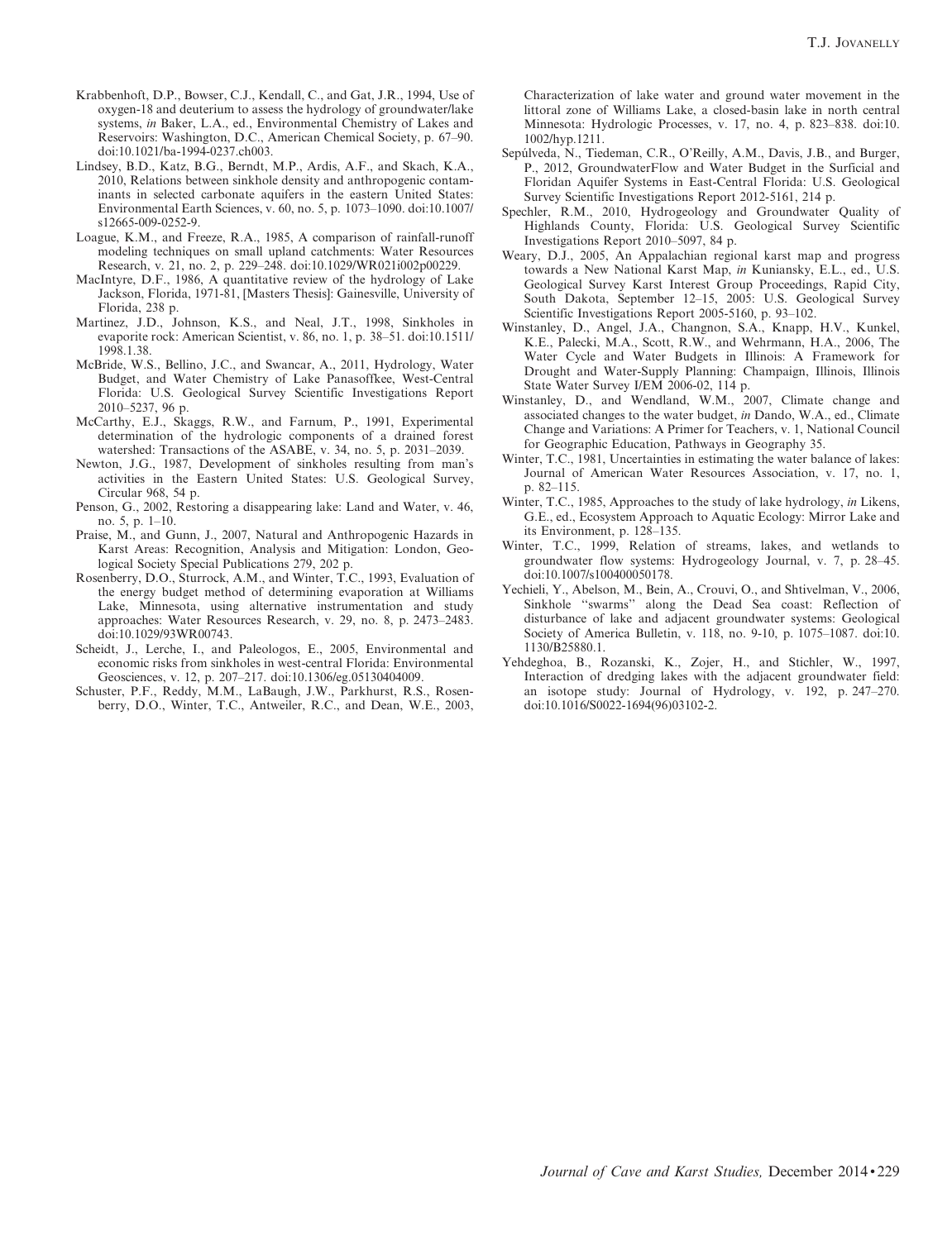Krabbenhoft, D.P., Bowser, C.J., Kendall, C., and Gat, J.R., 1994, Use of oxygen-18 and deuterium to assess the hydrology of groundwater/lake systems, *in* Baker, L.A., ed., Environmental Chemistry of Lakes and Reservoirs: Washington, D.C., American Chemical Society, p. 67–90. doi:10.1021/ba-1994-0237.ch003.

Lindsey, B.D., Katz, B.G., Berndt, M.P., Ardis, A.F., and Skach, K.A., 2010, Relations between sinkhole density and anthropogenic contaminants in selected carbonate aquifers in the eastern United States: Environmental Earth Sciences, v. 60, no. 5, p. 1073–1090. doi:10.1007/s12665-009-0252-9.

Loague, K.M., and Freeze, R.A., 1985, A comparison of rainfall-runoff modeling techniques on small upland catchments: Water Resources Research, v. 21, no. 2, p. 229–248. doi:10.1029/WR021i002p00229.

MacIntyre, D.F., 1986, A quantitative review of the hydrology of Lake Jackson, Florida, 1971-81, [Masters Thesis]: Gainesville, University of Florida, 238 p.

Martinez, J.D., Johnson, K.S., and Neal, J.T., 1998, Sinkholes in evaporite rock: American Scientist, v. 86, no. 1, p. 38–51. doi:10.1511/1998.1.38.

McBride, W.S., Bellino, J.C., and Swancar, A., 2011, Hydrology, Water Budget, and Water Chemistry of Lake Panasoffkee, West-Central Florida: U.S. Geological Survey Scientific Investigations Report 2010–5237, 96 p.

McCarthy, E.J., Skaggs, R.W., and Farnum, P., 1991, Experimental determination of the hydrologic components of a drained forest watershed: Transactions of the ASABE, v. 34, no. 5, p. 2031–2039.

Newton, J.G., 1987, Development of sinkholes resulting from man's activities in the Eastern United States: U.S. Geological Survey, Circular 968, 54 p.

Penson, G., 2002, Restoring a disappearing lake: Land and Water, v. 46, no. 5, p. 1–10.

Praise, M., and Gunn, J., 2007, Natural and Anthropogenic Hazards in Karst Areas: Recognition, Analysis and Mitigation: London, Geological Society Special Publications 279, 202 p.

Rosenberry, D.O., Sturrock, A.M., and Winter, T.C., 1993, Evaluation of the energy budget method of determining evaporation at Williams Lake, Minnesota, using alternative instrumentation and study approaches: Water Resources Research, v. 29, no. 8, p. 2473–2483. doi:10.1029/93WR00743.

Scheidt, J., Lerche, I., and Paleologos, E., 2005, Environmental and economic risks from sinkholes in west-central Florida: Environmental Geosciences, v. 12, p. 207–217. doi:10.1306/eg.05130404009.

Schuster, P.F., Reddy, M.M., LaBaugh, J.W., Parkhurst, R.S., Rosenberry, D.O., Winter, T.C., Antweiler, R.C., and Dean, W.E., 2003, Characterization of lake water and ground water movement in the littoral zone of Williams Lake, a closed-basin lake in north central Minnesota: Hydrologic Processes, v. 17, no. 4, p. 823–838. doi:10.1002/hyp.1211.

Sepúlveda, N., Tiedeman, C.R., O'Reilly, A.M., Davis, J.B., and Burger, P., 2012, GroundwaterFlow and Water Budget in the Surficial and Floridan Aquifer Systems in East-Central Florida: U.S. Geological Survey Scientific Investigations Report 2012-5161, 214 p.

Spechler, R.M., 2010, Hydrogeology and Groundwater Quality of Highlands County, Florida: U.S. Geological Survey Scientific Investigations Report 2010–5097, 84 p.

Weary, D.J., 2005, An Appalachian regional karst map and progress towards a New National Karst Map, *in* Kuniansky, E.L., ed., U.S. Geological Survey Karst Interest Group Proceedings, Rapid City, South Dakota, September 12–15, 2005: U.S. Geological Survey Scientific Investigations Report 2005-5160, p. 93–102.

Winstanley, D., Angel, J.A., Changnon, S.A., Knapp, H.V., Kunkel, K.E., Palecki, M.A., Scott, R.W., and Wehrmann, H.A., 2006, The Water Cycle and Water Budgets in Illinois: A Framework for Drought and Water-Supply Planning: Champaign, Illinois, Illinois State Water Survey I/EM 2006-02, 114 p.

Winstanley, D., and Wendland, W.M., 2007, Climate change and associated changes to the water budget, *in* Dando, W.A., ed., Climate Change and Variations: A Primer for Teachers, v. 1, National Council for Geographic Education, Pathways in Geography 35.

Winter, T.C., 1981, Uncertainties in estimating the water balance of lakes: Journal of American Water Resources Association, v. 17, no. 1, p. 82–115.

Winter, T.C., 1985, Approaches to the study of lake hydrology, *in* Likens, G.E., ed., Ecosystem Approach to Aquatic Ecology: Mirror Lake and its Environment, p. 128–135.

Winter, T.C., 1999, Relation of streams, lakes, and wetlands to groundwater flow systems: Hydrogeology Journal, v. 7, p. 28–45. doi:10.1007/s100400050178.

Yechieli, Y., Abelson, M., Bein, A., Crouvi, O., and Shtivelman, V., 2006, Sinkhole "swarms" along the Dead Sea coast: Reflection of disturbance of lake and adjacent groundwater systems: Geological Society of America Bulletin, v. 118, no. 9-10, p. 1075–1087. doi:10.1130/B25880.1.

Yehdeghoa, B., Rozanski, K., Zojer, H., and Stichler, W., 1997, Interaction of dredging lakes with the adjacent groundwater field: an isotope study: Journal of Hydrology, v. 192, p. 247–270. doi:10.1016/S0022-1694(96)03102-2.